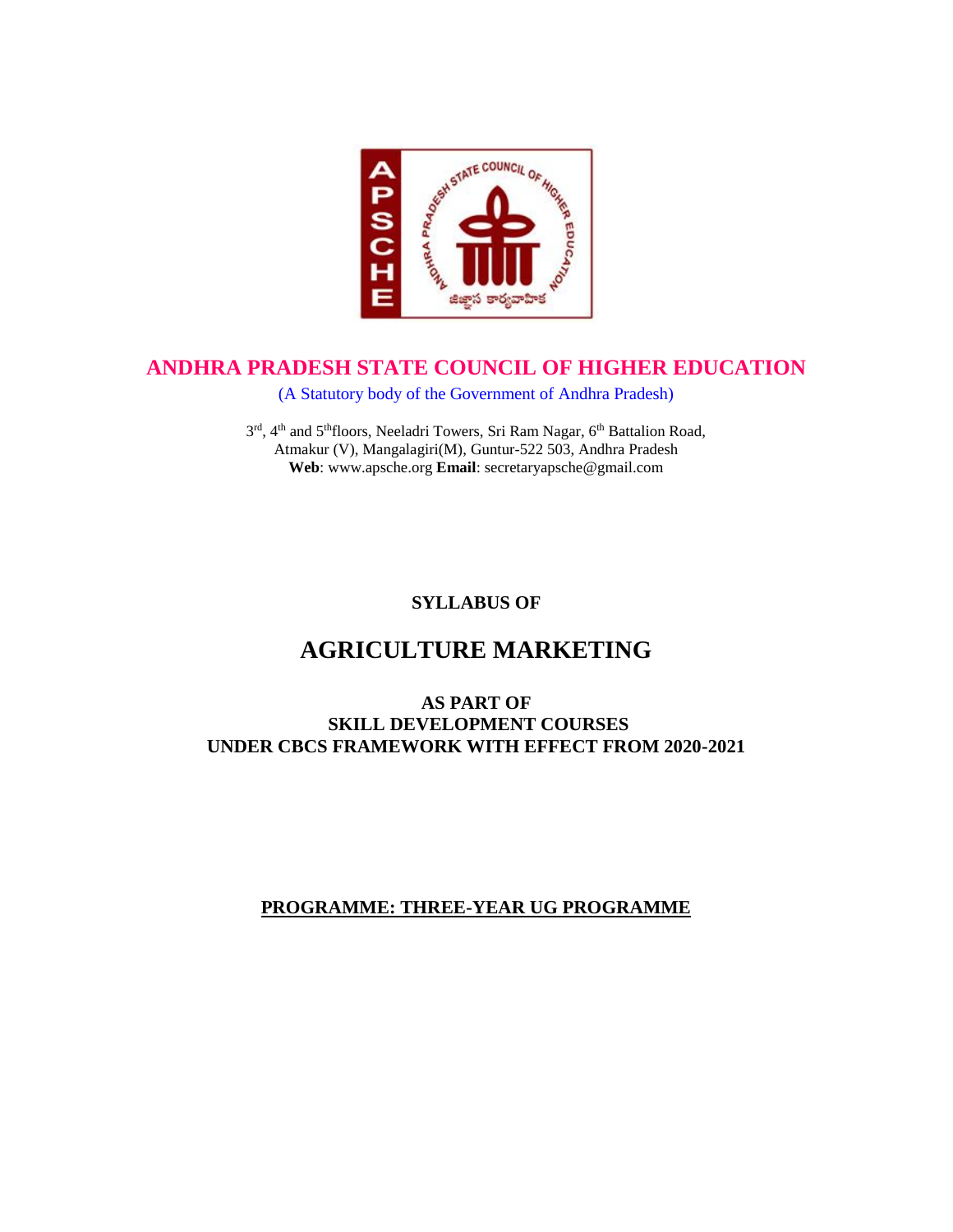# ANDHRA PRADESH STATE COUNCIL OF HIGHER EDUCATION

(A Statutory body of the Government of Andhra Pradesh)

3rd, 4th and 5th floors, Neeladri Towers, Sri Ram Nagar, 6th Battalion Road,
Atmakur (V), Mangalagiri(M), Guntur-522 503, Andhra Pradesh
**Web**: www.apsche.org **Email**: secretaryapsche@gmail.com

**SYLLABUS OF**

# AGRICULTURE MARKETING

**AS PART OF**
**SKILL DEVELOPMENT COURSES**
**UNDER CBCS FRAMEWORK WITH EFFECT FROM 2020-2021**

**PROGRAMME: THREE-YEAR UG PROGRAMME**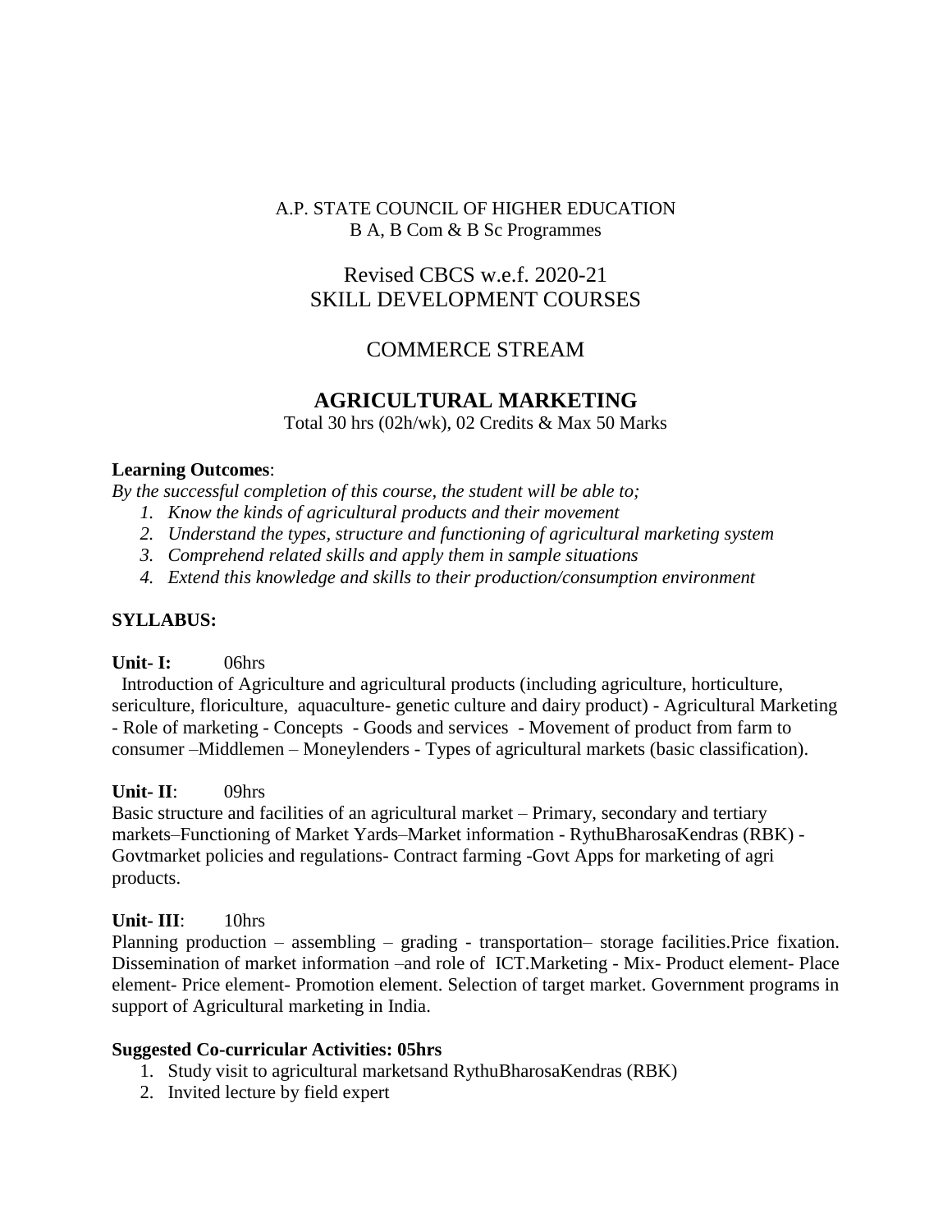A.P. STATE COUNCIL OF HIGHER EDUCATION
B A, B Com & B Sc Programmes

# Revised CBCS w.e.f. 2020-21
# SKILL DEVELOPMENT COURSES

## COMMERCE STREAM

## AGRICULTURAL MARKETING

Total 30 hrs (02h/wk), 02 Credits & Max 50 Marks

**Learning Outcomes**:

*By the successful completion of this course, the student will be able to;*

1. *Know the kinds of agricultural products and their movement*
2. *Understand the types, structure and functioning of agricultural marketing system*
3. *Comprehend related skills and apply them in sample situations*
4. *Extend this knowledge and skills to their production/consumption environment*

**SYLLABUS:**

**Unit- I:** 06hrs

Introduction of Agriculture and agricultural products (including agriculture, horticulture, sericulture, floriculture, aquaculture- genetic culture and dairy product) - Agricultural Marketing - Role of marketing - Concepts - Goods and services - Movement of product from farm to consumer –Middlemen – Moneylenders - Types of agricultural markets (basic classification).

**Unit- II**: 09hrs

Basic structure and facilities of an agricultural market – Primary, secondary and tertiary markets–Functioning of Market Yards–Market information - RythuBharosaKendras (RBK) - Govtmarket policies and regulations- Contract farming -Govt Apps for marketing of agri products.

**Unit- III**: 10hrs

Planning production – assembling – grading - transportation– storage facilities.Price fixation. Dissemination of market information –and role of ICT.Marketing - Mix- Product element- Place element- Price element- Promotion element. Selection of target market. Government programs in support of Agricultural marketing in India.

**Suggested Co-curricular Activities: 05hrs**

1. Study visit to agricultural marketsand RythuBharosaKendras (RBK)
2. Invited lecture by field expert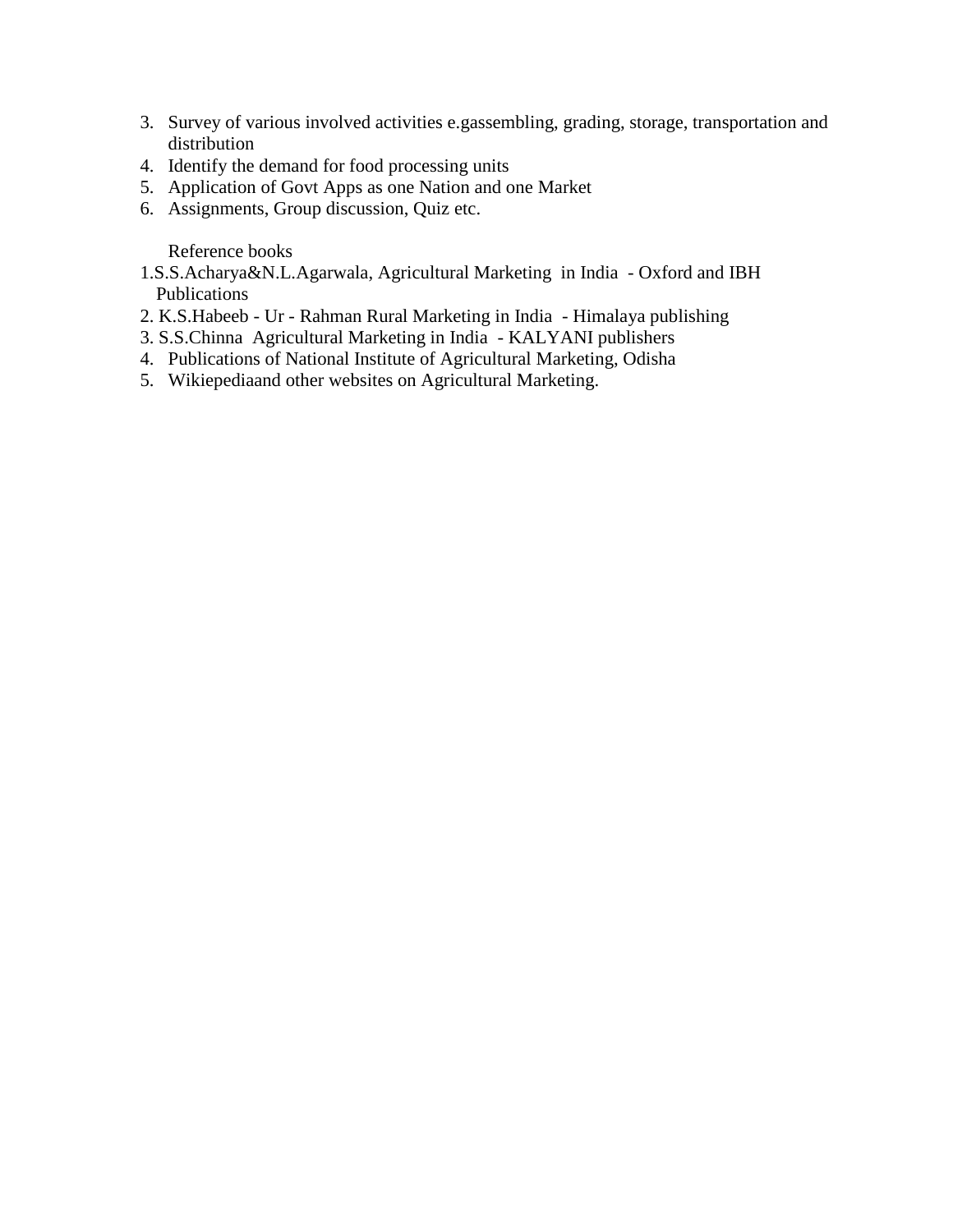3. Survey of various involved activities e.gassembling, grading, storage, transportation and distribution
4. Identify the demand for food processing units
5. Application of Govt Apps as one Nation and one Market
6. Assignments, Group discussion, Quiz etc.

Reference books

1. S.S.Acharya&N.L.Agarwala, Agricultural Marketing in India - Oxford and IBH Publications
2. K.S.Habeeb - Ur - Rahman Rural Marketing in India - Himalaya publishing
3. S.S.Chinna Agricultural Marketing in India - KALYANI publishers
4. Publications of National Institute of Agricultural Marketing, Odisha
5. Wikiepediaand other websites on Agricultural Marketing.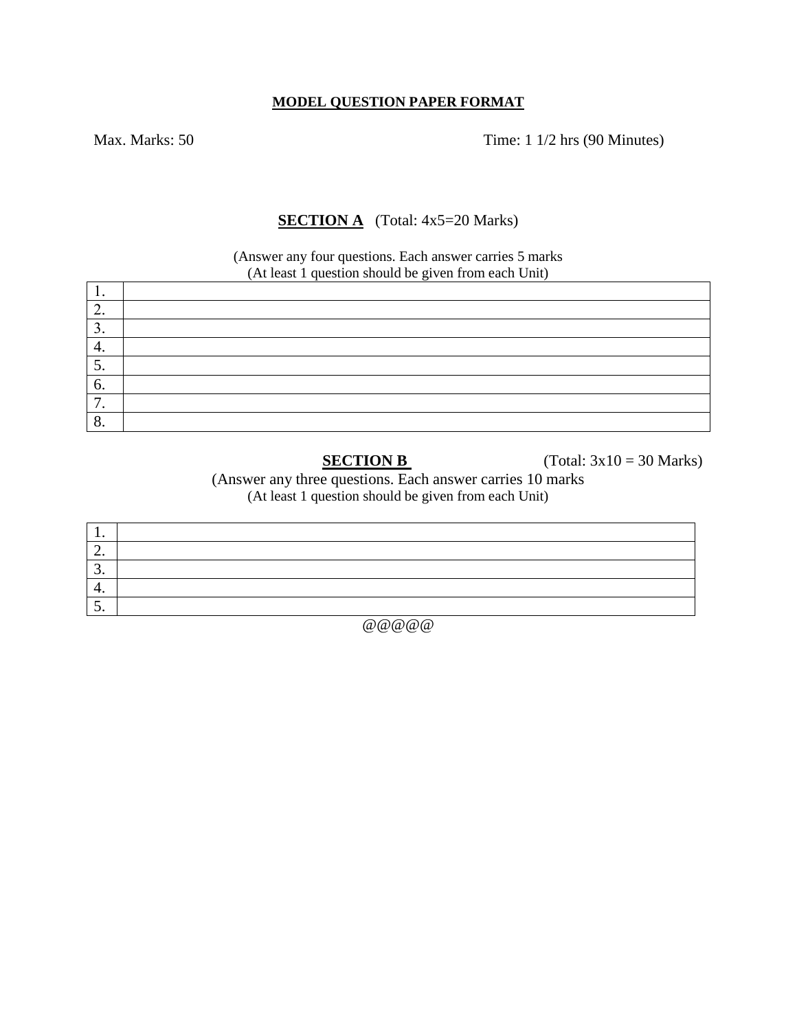## MODEL QUESTION PAPER FORMAT

Max. Marks: 50 Time: 1 1/2 hrs (90 Minutes)

### SECTION A (Total: 4x5=20 Marks)

(Answer any four questions. Each answer carries 5 marks
(At least 1 question should be given from each Unit)

| | |
|---|---|
| 1. | |
| 2. | |
| 3. | |
| 4. | |
| 5. | |
| 6. | |
| 7. | |
| 8. | |

### SECTION B (Total: 3x10 = 30 Marks)

(Answer any three questions. Each answer carries 10 marks
(At least 1 question should be given from each Unit)

| | |
|---|---|
| 1. | |
| 2. | |
| 3. | |
| 4. | |
| 5. | |

@@@@@